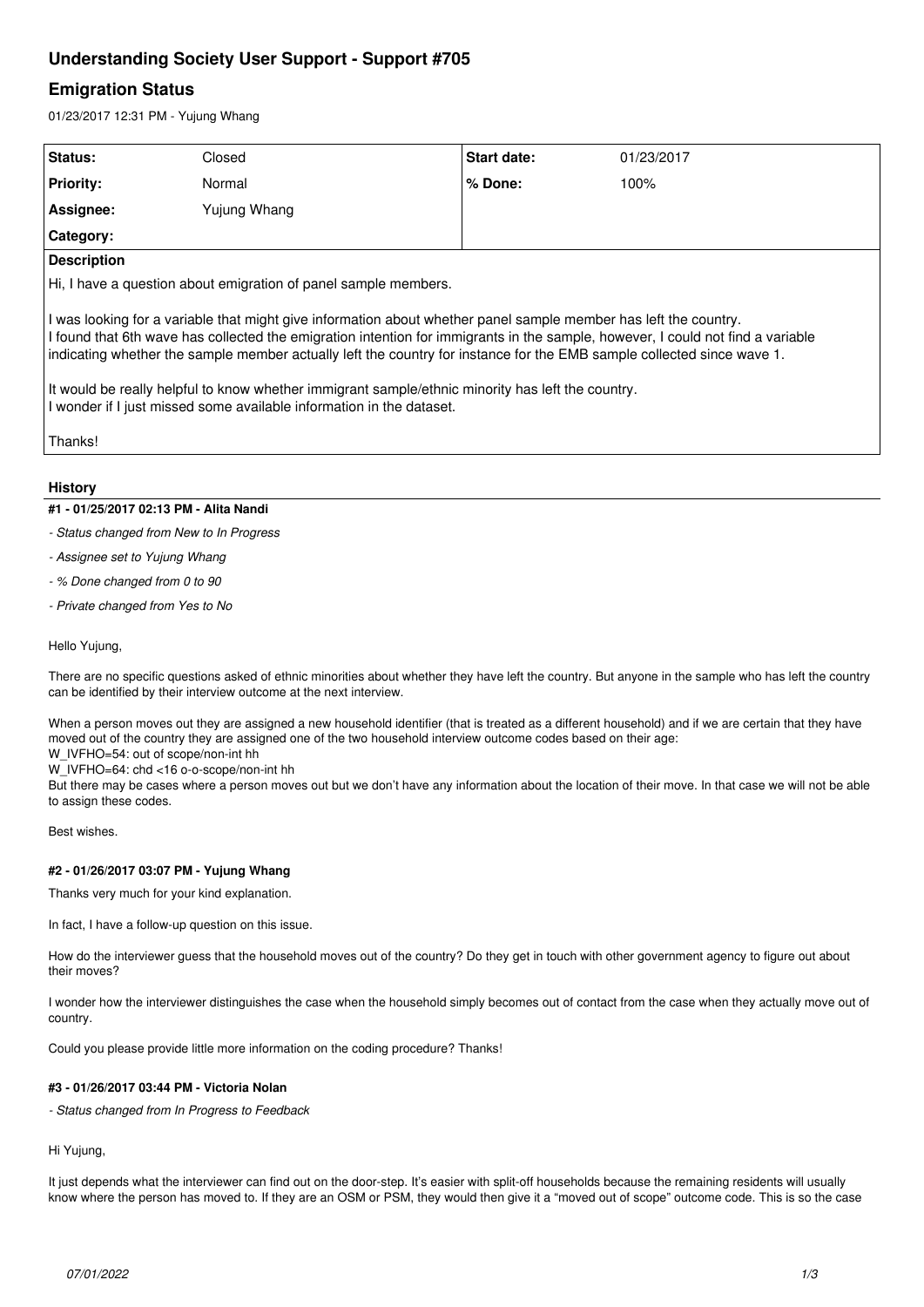# Understanding Society User Support - Support #705

## Emigration Status

01/23/2017 12:31 PM - Yujung Whang

| Status: | Closed | Start date: | 01/23/2017 |
|---|---|---|---|
| Priority: | Normal | % Done: | 100% |
| Assignee: | Yujung Whang | | |
| Category: | | | |

**Description**

Hi, I have a question about emigration of panel sample members.

I was looking for a variable that might give information about whether panel sample member has left the country.
I found that 6th wave has collected the emigration intention for immigrants in the sample, however, I could not find a variable indicating whether the sample member actually left the country for instance for the EMB sample collected since wave 1.

It would be really helpful to know whether immigrant sample/ethnic minority has left the country.
I wonder if I just missed some available information in the dataset.

Thanks!

### History

#### #1 - 01/25/2017 02:13 PM - Alita Nandi

- *Status changed from New to In Progress*
- *Assignee set to Yujung Whang*
- *% Done changed from 0 to 90*
- *Private changed from Yes to No*

Hello Yujung,

There are no specific questions asked of ethnic minorities about whether they have left the country. But anyone in the sample who has left the country can be identified by their interview outcome at the next interview.

When a person moves out they are assigned a new household identifier (that is treated as a different household) and if we are certain that they have moved out of the country they are assigned one of the two household interview outcome codes based on their age:
W_IVFHO=54: out of scope/non-int hh
W_IVFHO=64: chd <16 o-o-scope/non-int hh
But there may be cases where a person moves out but we don't have any information about the location of their move. In that case we will not be able to assign these codes.

Best wishes.

#### #2 - 01/26/2017 03:07 PM - Yujung Whang

Thanks very much for your kind explanation.

In fact, I have a follow-up question on this issue.

How do the interviewer guess that the household moves out of the country? Do they get in touch with other government agency to figure out about their moves?

I wonder how the interviewer distinguishes the case when the household simply becomes out of contact from the case when they actually move out of country.

Could you please provide little more information on the coding procedure? Thanks!

#### #3 - 01/26/2017 03:44 PM - Victoria Nolan

- *Status changed from In Progress to Feedback*

Hi Yujung,

It just depends what the interviewer can find out on the door-step. It's easier with split-off households because the remaining residents will usually know where the person has moved to. If they are an OSM or PSM, they would then give it a "moved out of scope" outcome code. This is so the case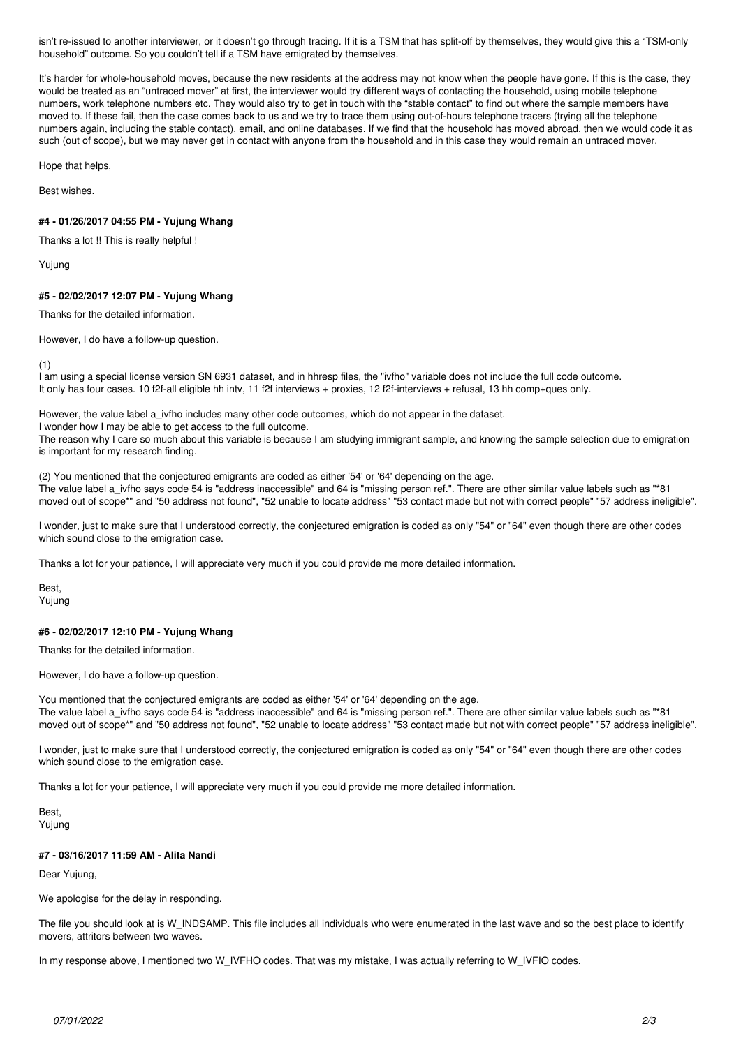isn't re-issued to another interviewer, or it doesn't go through tracing. If it is a TSM that has split-off by themselves, they would give this a "TSM-only household" outcome. So you couldn't tell if a TSM have emigrated by themselves.

It's harder for whole-household moves, because the new residents at the address may not know when the people have gone. If this is the case, they would be treated as an "untraced mover" at first, the interviewer would try different ways of contacting the household, using mobile telephone numbers, work telephone numbers etc. They would also try to get in touch with the "stable contact" to find out where the sample members have moved to. If these fail, then the case comes back to us and we try to trace them using out-of-hours telephone tracers (trying all the telephone numbers again, including the stable contact), email, and online databases. If we find that the household has moved abroad, then we would code it as such (out of scope), but we may never get in contact with anyone from the household and in this case they would remain an untraced mover.

Hope that helps,

Best wishes.

#### #4 - 01/26/2017 04:55 PM - Yujung Whang

Thanks a lot !! This is really helpful !

Yujung

#### #5 - 02/02/2017 12:07 PM - Yujung Whang

Thanks for the detailed information.

However, I do have a follow-up question.

(1)
I am using a special license version SN 6931 dataset, and in hhresp files, the "ivfho" variable does not include the full code outcome.
It only has four cases. 10 f2f-all eligible hh intv, 11 f2f interviews + proxies, 12 f2f-interviews + refusal, 13 hh comp+ques only.

However, the value label a_ivfho includes many other code outcomes, which do not appear in the dataset.
I wonder how I may be able to get access to the full outcome.
The reason why I care so much about this variable is because I am studying immigrant sample, and knowing the sample selection due to emigration is important for my research finding.

(2) You mentioned that the conjectured emigrants are coded as either '54' or '64' depending on the age.
The value label a_ivfho says code 54 is "address inaccessible" and 64 is "missing person ref.". There are other similar value labels such as "*81 moved out of scope*" and "50 address not found", "52 unable to locate address" "53 contact made but not with correct people" "57 address ineligible".

I wonder, just to make sure that I understood correctly, the conjectured emigration is coded as only "54" or "64" even though there are other codes which sound close to the emigration case.

Thanks a lot for your patience, I will appreciate very much if you could provide me more detailed information.

Best,
Yujung

#### #6 - 02/02/2017 12:10 PM - Yujung Whang

Thanks for the detailed information.

However, I do have a follow-up question.

You mentioned that the conjectured emigrants are coded as either '54' or '64' depending on the age.
The value label a_ivfho says code 54 is "address inaccessible" and 64 is "missing person ref.". There are other similar value labels such as "*81 moved out of scope*" and "50 address not found", "52 unable to locate address" "53 contact made but not with correct people" "57 address ineligible".

I wonder, just to make sure that I understood correctly, the conjectured emigration is coded as only "54" or "64" even though there are other codes which sound close to the emigration case.

Thanks a lot for your patience, I will appreciate very much if you could provide me more detailed information.

Best,
Yujung

#### #7 - 03/16/2017 11:59 AM - Alita Nandi

Dear Yujung,

We apologise for the delay in responding.

The file you should look at is W_INDSAMP. This file includes all individuals who were enumerated in the last wave and so the best place to identify movers, attritors between two waves.

In my response above, I mentioned two W_IVFHO codes. That was my mistake, I was actually referring to W_IVFIO codes.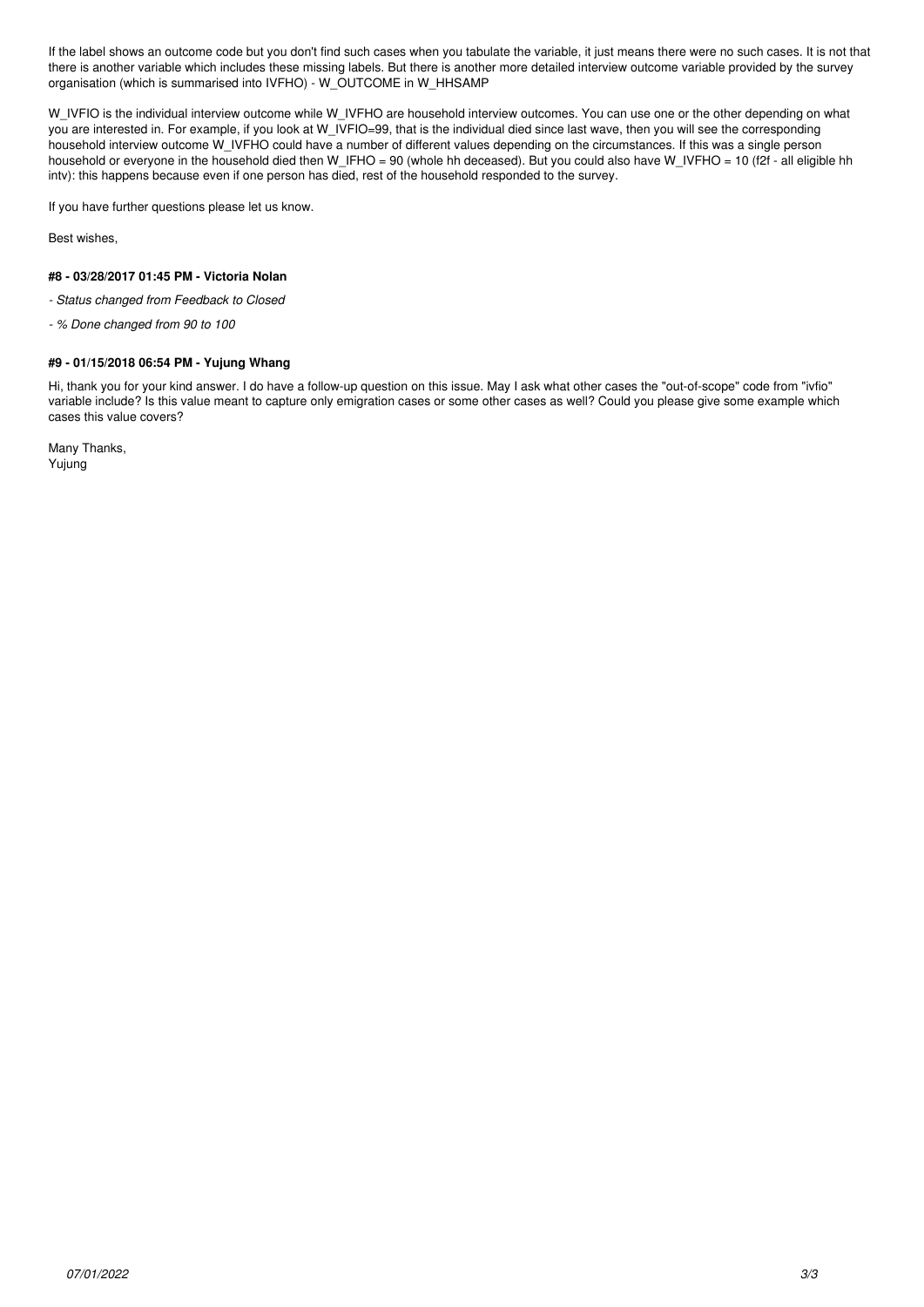If the label shows an outcome code but you don't find such cases when you tabulate the variable, it just means there were no such cases. It is not that there is another variable which includes these missing labels. But there is another more detailed interview outcome variable provided by the survey organisation (which is summarised into IVFHO) - W_OUTCOME in W_HHSAMP

W_IVFIO is the individual interview outcome while W_IVFHO are household interview outcomes. You can use one or the other depending on what you are interested in. For example, if you look at W_IVFIO=99, that is the individual died since last wave, then you will see the corresponding household interview outcome W_IVFHO could have a number of different values depending on the circumstances. If this was a single person household or everyone in the household died then W_IFHO = 90 (whole hh deceased). But you could also have W_IVFHO = 10 (f2f - all eligible hh intv): this happens because even if one person has died, rest of the household responded to the survey.

If you have further questions please let us know.

Best wishes,

#### #8 - 03/28/2017 01:45 PM - Victoria Nolan

- *Status changed from Feedback to Closed*
- *% Done changed from 90 to 100*

#### #9 - 01/15/2018 06:54 PM - Yujung Whang

Hi, thank you for your kind answer. I do have a follow-up question on this issue. May I ask what other cases the "out-of-scope" code from "ivfio" variable include? Is this value meant to capture only emigration cases or some other cases as well? Could you please give some example which cases this value covers?

Many Thanks,
Yujung